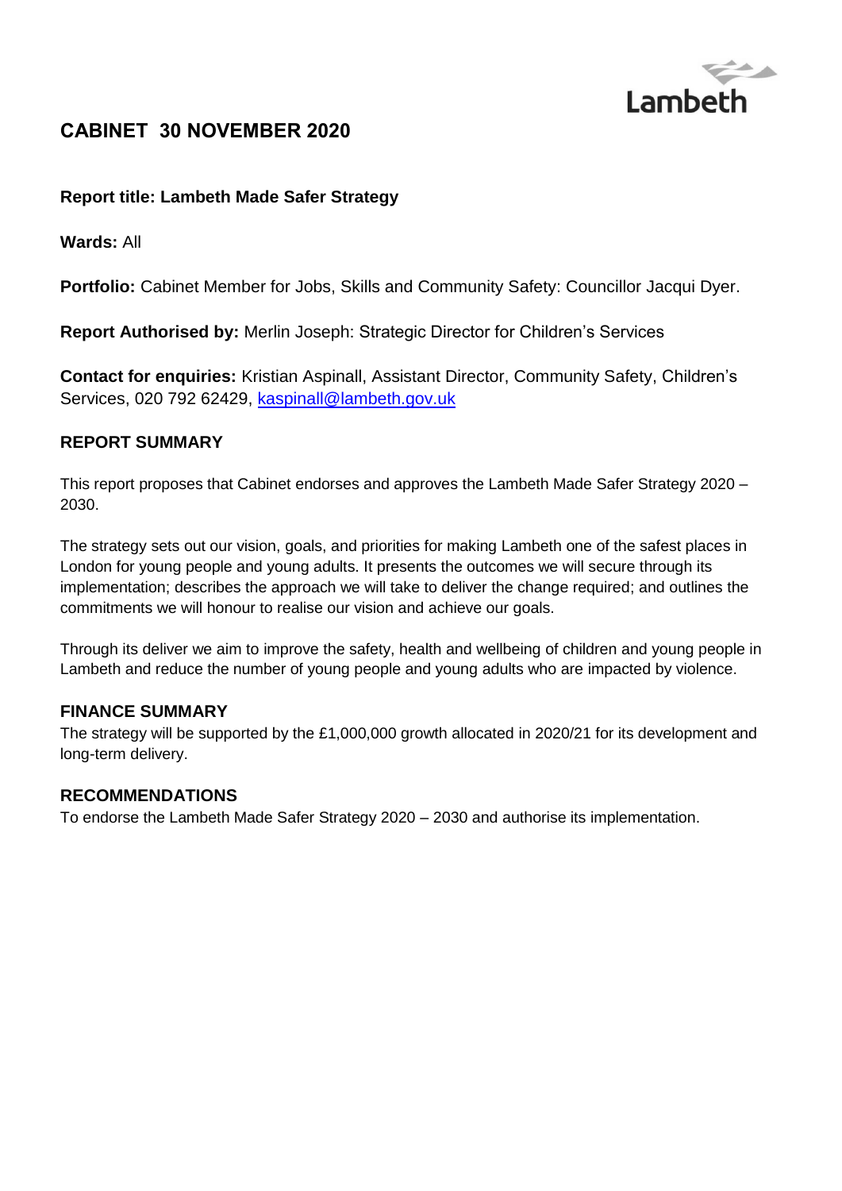# CABINET 30 NOVEMBER 2020

**Report title: Lambeth Made Safer Strategy**

**Wards:** All

**Portfolio:** Cabinet Member for Jobs, Skills and Community Safety: Councillor Jacqui Dyer.

**Report Authorised by:** Merlin Joseph: Strategic Director for Children's Services

**Contact for enquiries:** Kristian Aspinall, Assistant Director, Community Safety, Children's Services, 020 792 62429, kaspinall@lambeth.gov.uk

## REPORT SUMMARY

This report proposes that Cabinet endorses and approves the Lambeth Made Safer Strategy 2020 – 2030.

The strategy sets out our vision, goals, and priorities for making Lambeth one of the safest places in London for young people and young adults. It presents the outcomes we will secure through its implementation; describes the approach we will take to deliver the change required; and outlines the commitments we will honour to realise our vision and achieve our goals.

Through its deliver we aim to improve the safety, health and wellbeing of children and young people in Lambeth and reduce the number of young people and young adults who are impacted by violence.

## FINANCE SUMMARY

The strategy will be supported by the £1,000,000 growth allocated in 2020/21 for its development and long-term delivery.

## RECOMMENDATIONS

To endorse the Lambeth Made Safer Strategy 2020 – 2030 and authorise its implementation.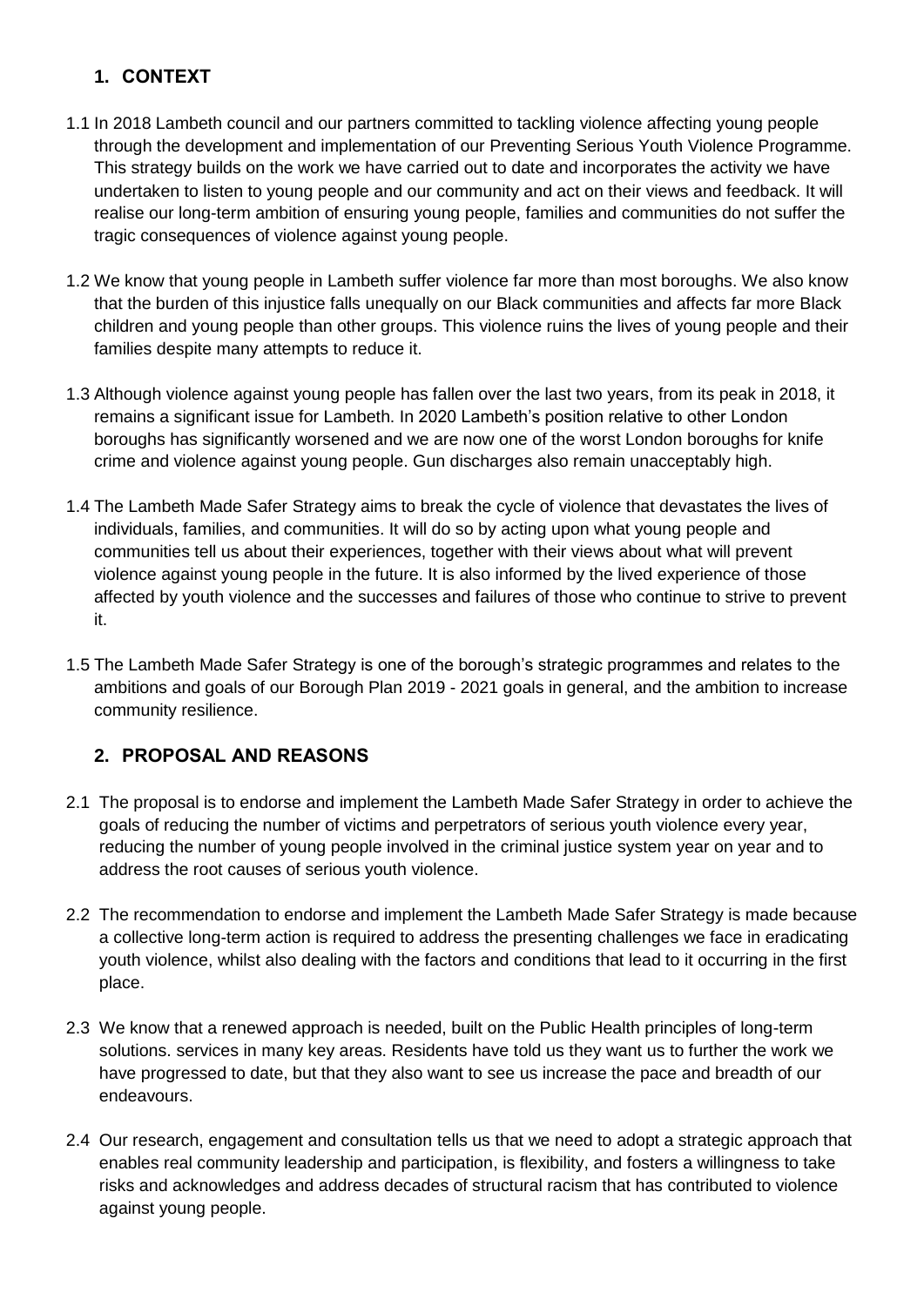## 1. CONTEXT

1.1 In 2018 Lambeth council and our partners committed to tackling violence affecting young people through the development and implementation of our Preventing Serious Youth Violence Programme. This strategy builds on the work we have carried out to date and incorporates the activity we have undertaken to listen to young people and our community and act on their views and feedback. It will realise our long-term ambition of ensuring young people, families and communities do not suffer the tragic consequences of violence against young people.

1.2 We know that young people in Lambeth suffer violence far more than most boroughs. We also know that the burden of this injustice falls unequally on our Black communities and affects far more Black children and young people than other groups. This violence ruins the lives of young people and their families despite many attempts to reduce it.

1.3 Although violence against young people has fallen over the last two years, from its peak in 2018, it remains a significant issue for Lambeth. In 2020 Lambeth's position relative to other London boroughs has significantly worsened and we are now one of the worst London boroughs for knife crime and violence against young people. Gun discharges also remain unacceptably high.

1.4 The Lambeth Made Safer Strategy aims to break the cycle of violence that devastates the lives of individuals, families, and communities. It will do so by acting upon what young people and communities tell us about their experiences, together with their views about what will prevent violence against young people in the future. It is also informed by the lived experience of those affected by youth violence and the successes and failures of those who continue to strive to prevent it.

1.5 The Lambeth Made Safer Strategy is one of the borough's strategic programmes and relates to the ambitions and goals of our Borough Plan 2019 - 2021 goals in general, and the ambition to increase community resilience.

## 2. PROPOSAL AND REASONS

2.1 The proposal is to endorse and implement the Lambeth Made Safer Strategy in order to achieve the goals of reducing the number of victims and perpetrators of serious youth violence every year, reducing the number of young people involved in the criminal justice system year on year and to address the root causes of serious youth violence.

2.2 The recommendation to endorse and implement the Lambeth Made Safer Strategy is made because a collective long-term action is required to address the presenting challenges we face in eradicating youth violence, whilst also dealing with the factors and conditions that lead to it occurring in the first place.

2.3 We know that a renewed approach is needed, built on the Public Health principles of long-term solutions. services in many key areas. Residents have told us they want us to further the work we have progressed to date, but that they also want to see us increase the pace and breadth of our endeavours.

2.4 Our research, engagement and consultation tells us that we need to adopt a strategic approach that enables real community leadership and participation, is flexibility, and fosters a willingness to take risks and acknowledges and address decades of structural racism that has contributed to violence against young people.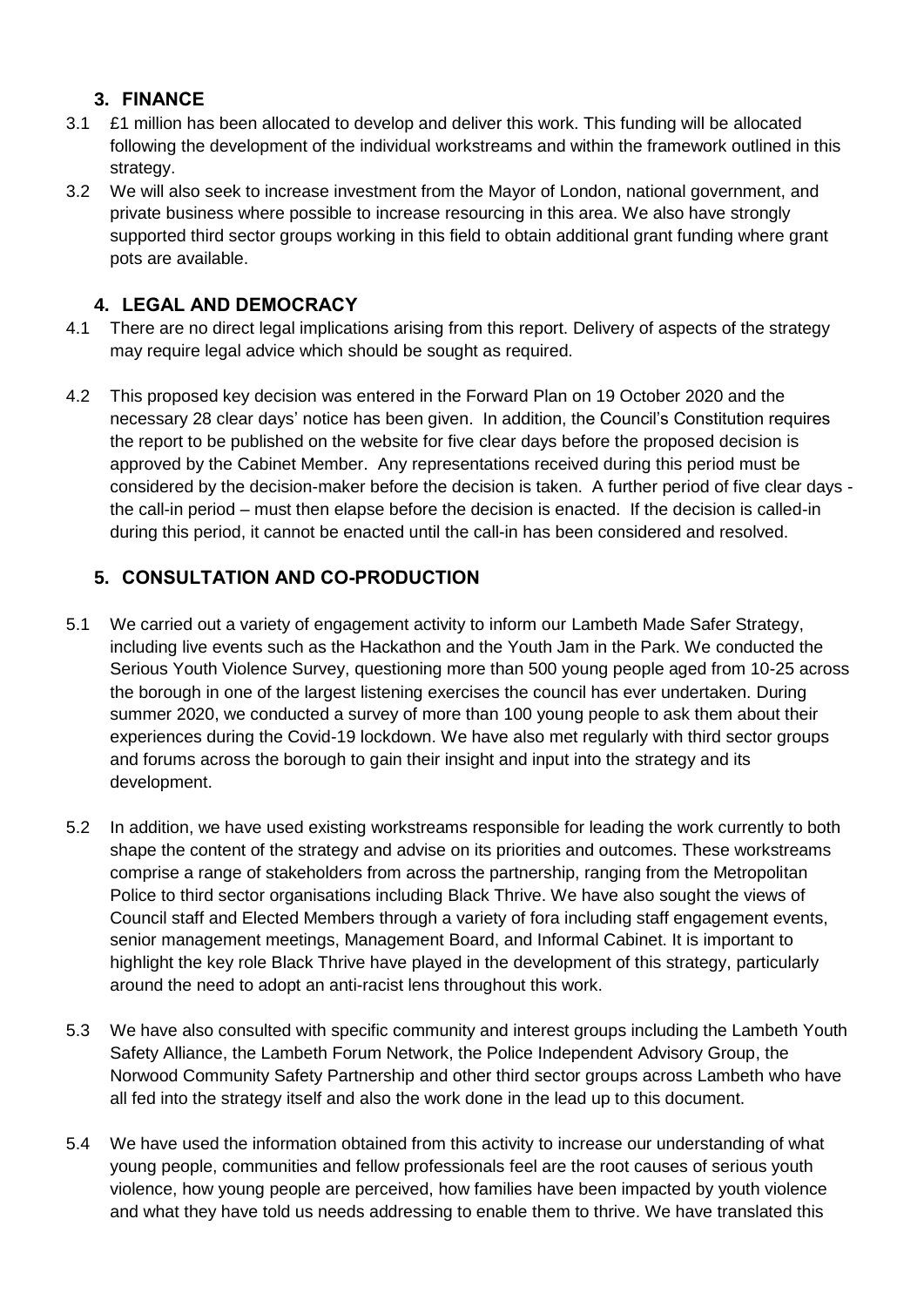## 3. FINANCE

3.1 £1 million has been allocated to develop and deliver this work. This funding will be allocated following the development of the individual workstreams and within the framework outlined in this strategy.

3.2 We will also seek to increase investment from the Mayor of London, national government, and private business where possible to increase resourcing in this area. We also have strongly supported third sector groups working in this field to obtain additional grant funding where grant pots are available.

## 4. LEGAL AND DEMOCRACY

4.1 There are no direct legal implications arising from this report. Delivery of aspects of the strategy may require legal advice which should be sought as required.

4.2 This proposed key decision was entered in the Forward Plan on 19 October 2020 and the necessary 28 clear days' notice has been given. In addition, the Council's Constitution requires the report to be published on the website for five clear days before the proposed decision is approved by the Cabinet Member. Any representations received during this period must be considered by the decision-maker before the decision is taken. A further period of five clear days - the call-in period – must then elapse before the decision is enacted. If the decision is called-in during this period, it cannot be enacted until the call-in has been considered and resolved.

## 5. CONSULTATION AND CO-PRODUCTION

5.1 We carried out a variety of engagement activity to inform our Lambeth Made Safer Strategy, including live events such as the Hackathon and the Youth Jam in the Park. We conducted the Serious Youth Violence Survey, questioning more than 500 young people aged from 10-25 across the borough in one of the largest listening exercises the council has ever undertaken. During summer 2020, we conducted a survey of more than 100 young people to ask them about their experiences during the Covid-19 lockdown. We have also met regularly with third sector groups and forums across the borough to gain their insight and input into the strategy and its development.

5.2 In addition, we have used existing workstreams responsible for leading the work currently to both shape the content of the strategy and advise on its priorities and outcomes. These workstreams comprise a range of stakeholders from across the partnership, ranging from the Metropolitan Police to third sector organisations including Black Thrive. We have also sought the views of Council staff and Elected Members through a variety of fora including staff engagement events, senior management meetings, Management Board, and Informal Cabinet. It is important to highlight the key role Black Thrive have played in the development of this strategy, particularly around the need to adopt an anti-racist lens throughout this work.

5.3 We have also consulted with specific community and interest groups including the Lambeth Youth Safety Alliance, the Lambeth Forum Network, the Police Independent Advisory Group, the Norwood Community Safety Partnership and other third sector groups across Lambeth who have all fed into the strategy itself and also the work done in the lead up to this document.

5.4 We have used the information obtained from this activity to increase our understanding of what young people, communities and fellow professionals feel are the root causes of serious youth violence, how young people are perceived, how families have been impacted by youth violence and what they have told us needs addressing to enable them to thrive. We have translated this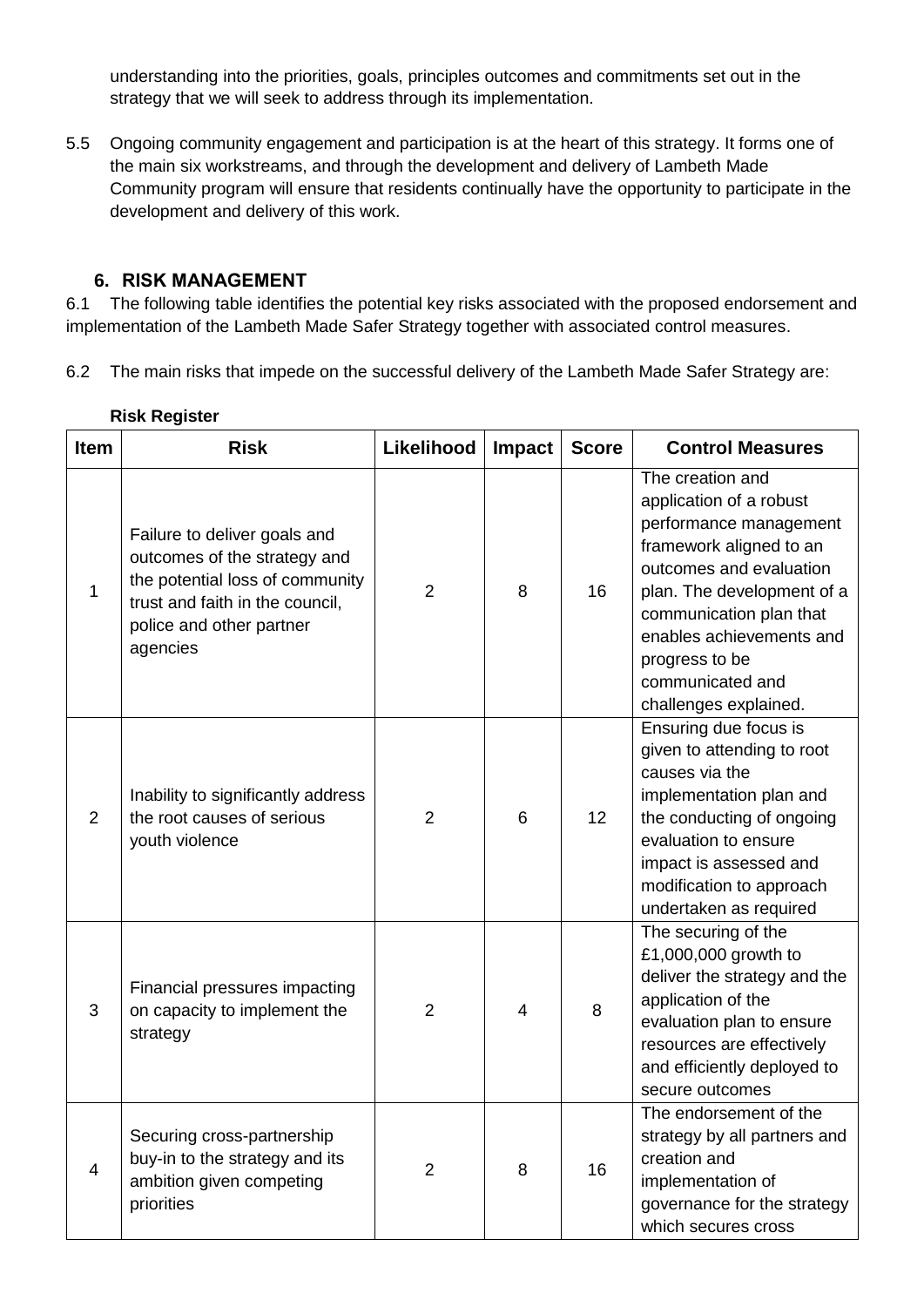understanding into the priorities, goals, principles outcomes and commitments set out in the strategy that we will seek to address through its implementation.

5.5 Ongoing community engagement and participation is at the heart of this strategy. It forms one of the main six workstreams, and through the development and delivery of Lambeth Made Community program will ensure that residents continually have the opportunity to participate in the development and delivery of this work.

## 6. RISK MANAGEMENT

6.1 The following table identifies the potential key risks associated with the proposed endorsement and implementation of the Lambeth Made Safer Strategy together with associated control measures.

6.2 The main risks that impede on the successful delivery of the Lambeth Made Safer Strategy are:

**Risk Register**

| Item | Risk | Likelihood | Impact | Score | Control Measures |
|---|---|---|---|---|---|
| 1 | Failure to deliver goals and outcomes of the strategy and the potential loss of community trust and faith in the council, police and other partner agencies | 2 | 8 | 16 | The creation and application of a robust performance management framework aligned to an outcomes and evaluation plan. The development of a communication plan that enables achievements and progress to be communicated and challenges explained. |
| 2 | Inability to significantly address the root causes of serious youth violence | 2 | 6 | 12 | Ensuring due focus is given to attending to root causes via the implementation plan and the conducting of ongoing evaluation to ensure impact is assessed and modification to approach undertaken as required |
| 3 | Financial pressures impacting on capacity to implement the strategy | 2 | 4 | 8 | The securing of the £1,000,000 growth to deliver the strategy and the application of the evaluation plan to ensure resources are effectively and efficiently deployed to secure outcomes |
| 4 | Securing cross-partnership buy-in to the strategy and its ambition given competing priorities | 2 | 8 | 16 | The endorsement of the strategy by all partners and creation and implementation of governance for the strategy which secures cross |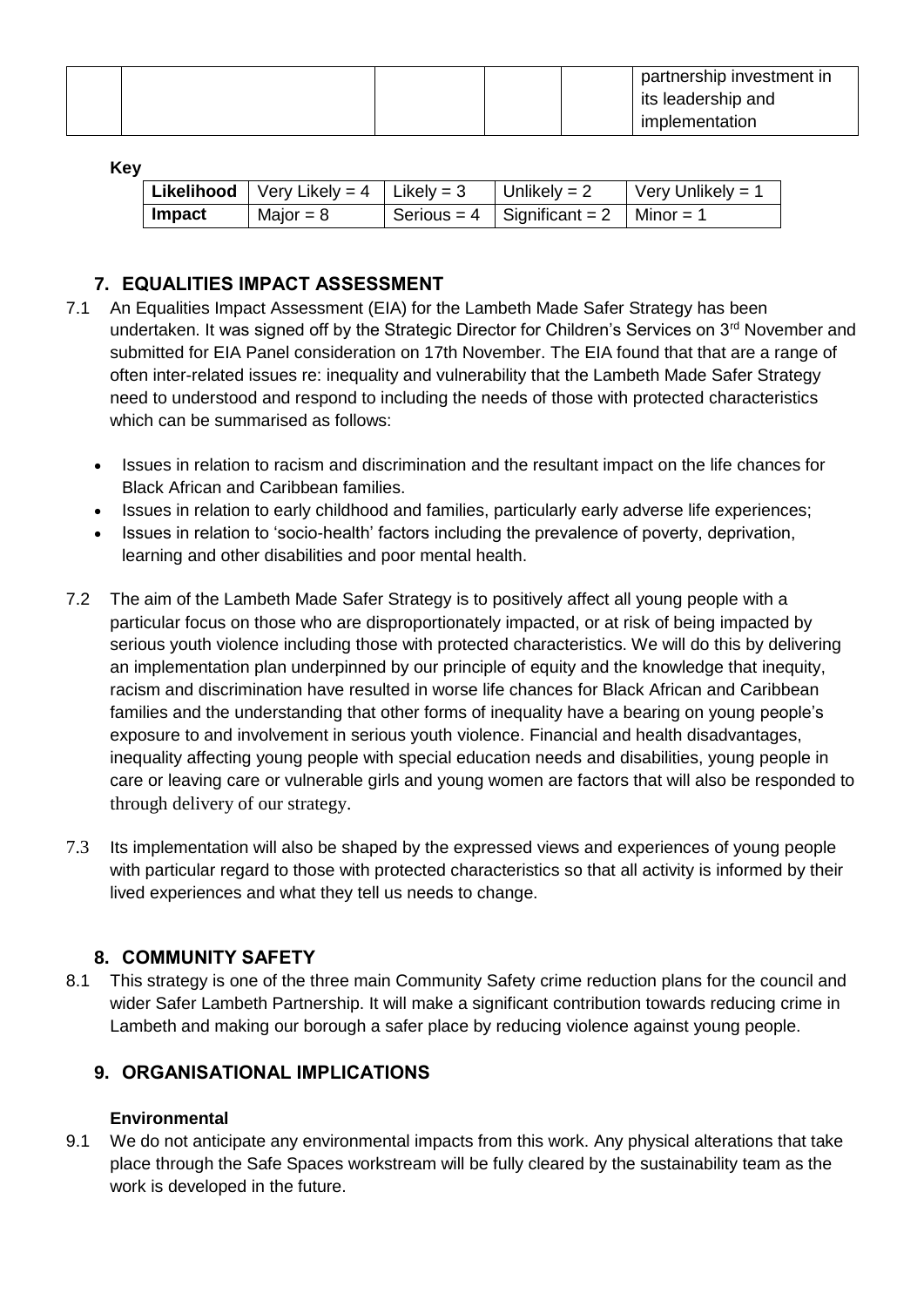|  |  |  |  |  | partnership investment in its leadership and implementation |
|---|---|---|---|---|---|

**Key**

| Likelihood | Very Likely = 4 | Likely = 3 | Unlikely = 2 | Very Unlikely = 1 |
|---|---|---|---|---|
| **Impact** | Major = 8 | Serious = 4 | Significant = 2 | Minor = 1 |

## 7. EQUALITIES IMPACT ASSESSMENT

7.1 An Equalities Impact Assessment (EIA) for the Lambeth Made Safer Strategy has been undertaken. It was signed off by the Strategic Director for Children's Services on 3rd November and submitted for EIA Panel consideration on 17th November. The EIA found that that are a range of often inter-related issues re: inequality and vulnerability that the Lambeth Made Safer Strategy need to understood and respond to including the needs of those with protected characteristics which can be summarised as follows:

- Issues in relation to racism and discrimination and the resultant impact on the life chances for Black African and Caribbean families.
- Issues in relation to early childhood and families, particularly early adverse life experiences;
- Issues in relation to 'socio-health' factors including the prevalence of poverty, deprivation, learning and other disabilities and poor mental health.

7.2 The aim of the Lambeth Made Safer Strategy is to positively affect all young people with a particular focus on those who are disproportionately impacted, or at risk of being impacted by serious youth violence including those with protected characteristics. We will do this by delivering an implementation plan underpinned by our principle of equity and the knowledge that inequity, racism and discrimination have resulted in worse life chances for Black African and Caribbean families and the understanding that other forms of inequality have a bearing on young people's exposure to and involvement in serious youth violence. Financial and health disadvantages, inequality affecting young people with special education needs and disabilities, young people in care or leaving care or vulnerable girls and young women are factors that will also be responded to through delivery of our strategy.

7.3 Its implementation will also be shaped by the expressed views and experiences of young people with particular regard to those with protected characteristics so that all activity is informed by their lived experiences and what they tell us needs to change.

## 8. COMMUNITY SAFETY

8.1 This strategy is one of the three main Community Safety crime reduction plans for the council and wider Safer Lambeth Partnership. It will make a significant contribution towards reducing crime in Lambeth and making our borough a safer place by reducing violence against young people.

## 9. ORGANISATIONAL IMPLICATIONS

### Environmental

9.1 We do not anticipate any environmental impacts from this work. Any physical alterations that take place through the Safe Spaces workstream will be fully cleared by the sustainability team as the work is developed in the future.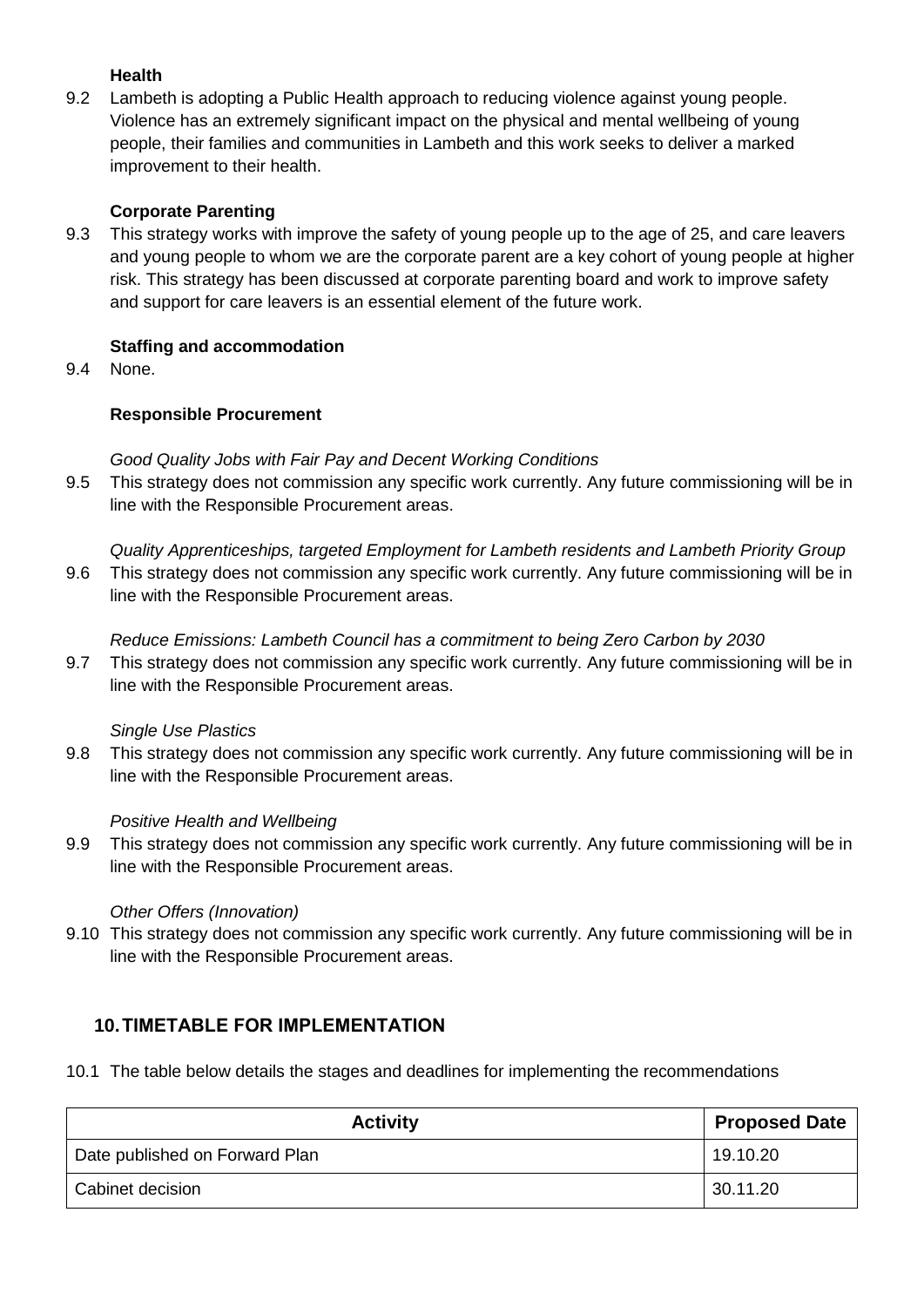**Health**

9.2 Lambeth is adopting a Public Health approach to reducing violence against young people. Violence has an extremely significant impact on the physical and mental wellbeing of young people, their families and communities in Lambeth and this work seeks to deliver a marked improvement to their health.

**Corporate Parenting**

9.3 This strategy works with improve the safety of young people up to the age of 25, and care leavers and young people to whom we are the corporate parent are a key cohort of young people at higher risk. This strategy has been discussed at corporate parenting board and work to improve safety and support for care leavers is an essential element of the future work.

**Staffing and accommodation**

9.4 None.

**Responsible Procurement**

*Good Quality Jobs with Fair Pay and Decent Working Conditions*

9.5 This strategy does not commission any specific work currently. Any future commissioning will be in line with the Responsible Procurement areas.

*Quality Apprenticeships, targeted Employment for Lambeth residents and Lambeth Priority Group*

9.6 This strategy does not commission any specific work currently. Any future commissioning will be in line with the Responsible Procurement areas.

*Reduce Emissions: Lambeth Council has a commitment to being Zero Carbon by 2030*

9.7 This strategy does not commission any specific work currently. Any future commissioning will be in line with the Responsible Procurement areas.

*Single Use Plastics*

9.8 This strategy does not commission any specific work currently. Any future commissioning will be in line with the Responsible Procurement areas.

*Positive Health and Wellbeing*

9.9 This strategy does not commission any specific work currently. Any future commissioning will be in line with the Responsible Procurement areas.

*Other Offers (Innovation)*

9.10 This strategy does not commission any specific work currently. Any future commissioning will be in line with the Responsible Procurement areas.

## 10. TIMETABLE FOR IMPLEMENTATION

10.1 The table below details the stages and deadlines for implementing the recommendations

| Activity | Proposed Date |
|---|---|
| Date published on Forward Plan | 19.10.20 |
| Cabinet decision | 30.11.20 |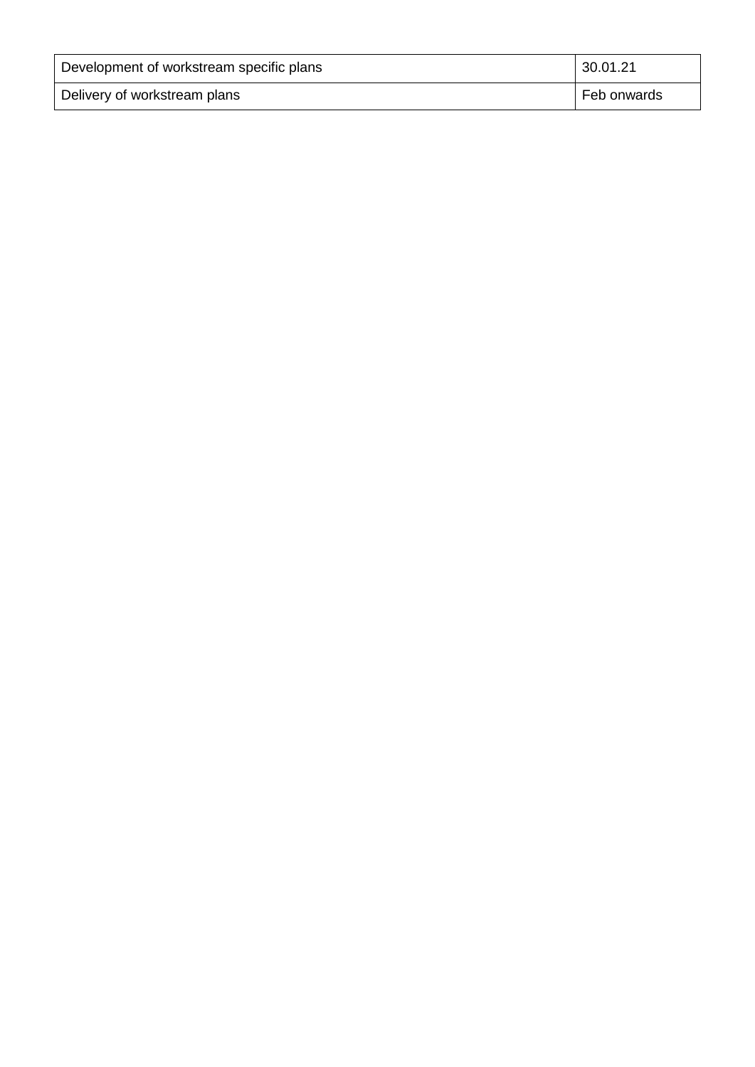| Development of workstream specific plans | 30.01.21 |
|---|---|
| Delivery of workstream plans | Feb onwards |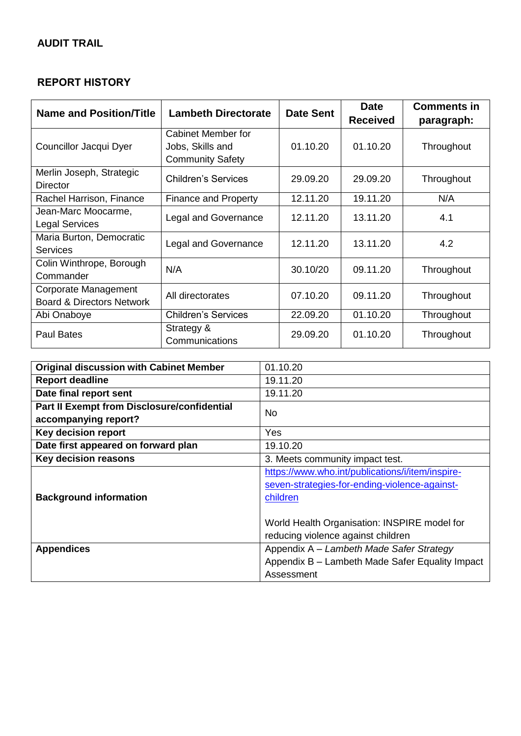**AUDIT TRAIL**

**REPORT HISTORY**

| Name and Position/Title | Lambeth Directorate | Date Sent | Date Received | Comments in paragraph: |
|---|---|---|---|---|
| Councillor Jacqui Dyer | Cabinet Member for Jobs, Skills and Community Safety | 01.10.20 | 01.10.20 | Throughout |
| Merlin Joseph, Strategic Director | Children's Services | 29.09.20 | 29.09.20 | Throughout |
| Rachel Harrison, Finance | Finance and Property | 12.11.20 | 19.11.20 | N/A |
| Jean-Marc Moocarme, Legal Services | Legal and Governance | 12.11.20 | 13.11.20 | 4.1 |
| Maria Burton, Democratic Services | Legal and Governance | 12.11.20 | 13.11.20 | 4.2 |
| Colin Winthrope, Borough Commander | N/A | 30.10/20 | 09.11.20 | Throughout |
| Corporate Management Board & Directors Network | All directorates | 07.10.20 | 09.11.20 | Throughout |
| Abi Onaboye | Children's Services | 22.09.20 | 01.10.20 | Throughout |
| Paul Bates | Strategy & Communications | 29.09.20 | 01.10.20 | Throughout |

| | |
|---|---|
| **Original discussion with Cabinet Member** | 01.10.20 |
| **Report deadline** | 19.11.20 |
| **Date final report sent** | 19.11.20 |
| **Part II Exempt from Disclosure/confidential accompanying report?** | No |
| **Key decision report** | Yes |
| **Date first appeared on forward plan** | 19.10.20 |
| **Key decision reasons** | 3. Meets community impact test. |
| **Background information** | https://www.who.int/publications/i/item/inspire-seven-strategies-for-ending-violence-against-children<br><br>World Health Organisation: INSPIRE model for reducing violence against children |
| **Appendices** | Appendix A – *Lambeth Made Safer Strategy*<br>Appendix B – Lambeth Made Safer Equality Impact Assessment |